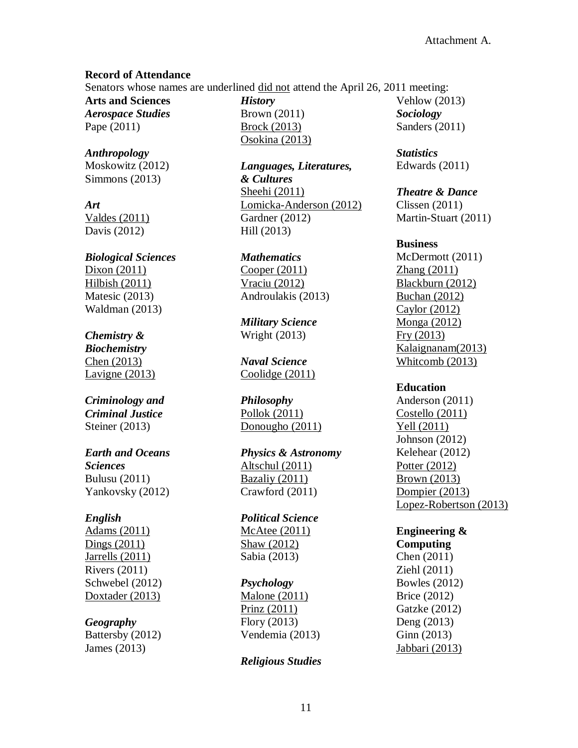Attachment A.

**Record of Attendance**

Senators whose names are underlined <u>did not</u> attend the April 26, 2011 meeting:

**Arts and Sciences**

***Aerospace Studies***
Pape (2011)

***Anthropology***
Moskowitz (2012)
Simmons (2013)

***Art***
<u>Valdes (2011)</u>
Davis (2012)

***Biological Sciences***
<u>Dixon (2011)</u>
<u>Hilbish (2011)</u>
Matesic (2013)
Waldman (2013)

***Chemistry & Biochemistry***
<u>Chen (2013)</u>
<u>Lavigne (2013)</u>

***Criminology and Criminal Justice***
Steiner (2013)

***Earth and Oceans Sciences***
Bulusu (2011)
Yankovsky (2012)

***English***
<u>Adams (2011)</u>
<u>Dings (2011)</u>
<u>Jarrells (2011)</u>
Rivers (2011)
Schwebel (2012)
<u>Doxtader (2013)</u>

***Geography***
Battersby (2012)
James (2013)

***History***
Brown (2011)
<u>Brock (2013)</u>
<u>Osokina (2013)</u>

***Languages, Literatures, & Cultures***
<u>Sheehi (2011)</u>
<u>Lomicka-Anderson (2012)</u>
Gardner (2012)
Hill (2013)

***Mathematics***
<u>Cooper (2011)</u>
<u>Vraciu (2012)</u>
Androulakis (2013)

***Military Science***
Wright (2013)

***Naval Science***
<u>Coolidge (2011)</u>

***Philosophy***
<u>Pollok (2011)</u>
<u>Donougho (2011)</u>

***Physics & Astronomy***
<u>Altschul (2011)</u>
<u>Bazaliy (2011)</u>
Crawford (2011)

***Political Science***
<u>McAtee (2011)</u>
<u>Shaw (2012)</u>
Sabia (2013)

***Psychology***
<u>Malone (2011)</u>
<u>Prinz (2011)</u>
Flory (2013)
Vendemia (2013)

***Religious Studies***
Vehlow (2013)

***Sociology***
Sanders (2011)

***Statistics***
Edwards (2011)

***Theatre & Dance***
Clissen (2011)
Martin-Stuart (2011)

**Business**
McDermott (2011)
<u>Zhang (2011)</u>
<u>Blackburn (2012)</u>
<u>Buchan (2012)</u>
<u>Caylor (2012)</u>
<u>Monga (2012)</u>
<u>Fry (2013)</u>
<u>Kalaignanam(2013)</u>
<u>Whitcomb (2013)</u>

**Education**
Anderson (2011)
<u>Costello (2011)</u>
<u>Yell (2011)</u>
Johnson (2012)
Kelehear (2012)
<u>Potter (2012)</u>
<u>Brown (2013)</u>
<u>Dompier (2013)</u>
<u>Lopez-Robertson (2013)</u>

**Engineering & Computing**
Chen (2011)
Ziehl (2011)
Bowles (2012)
Brice (2012)
Gatzke (2012)
Deng (2013)
Ginn (2013)
<u>Jabbari (2013)</u>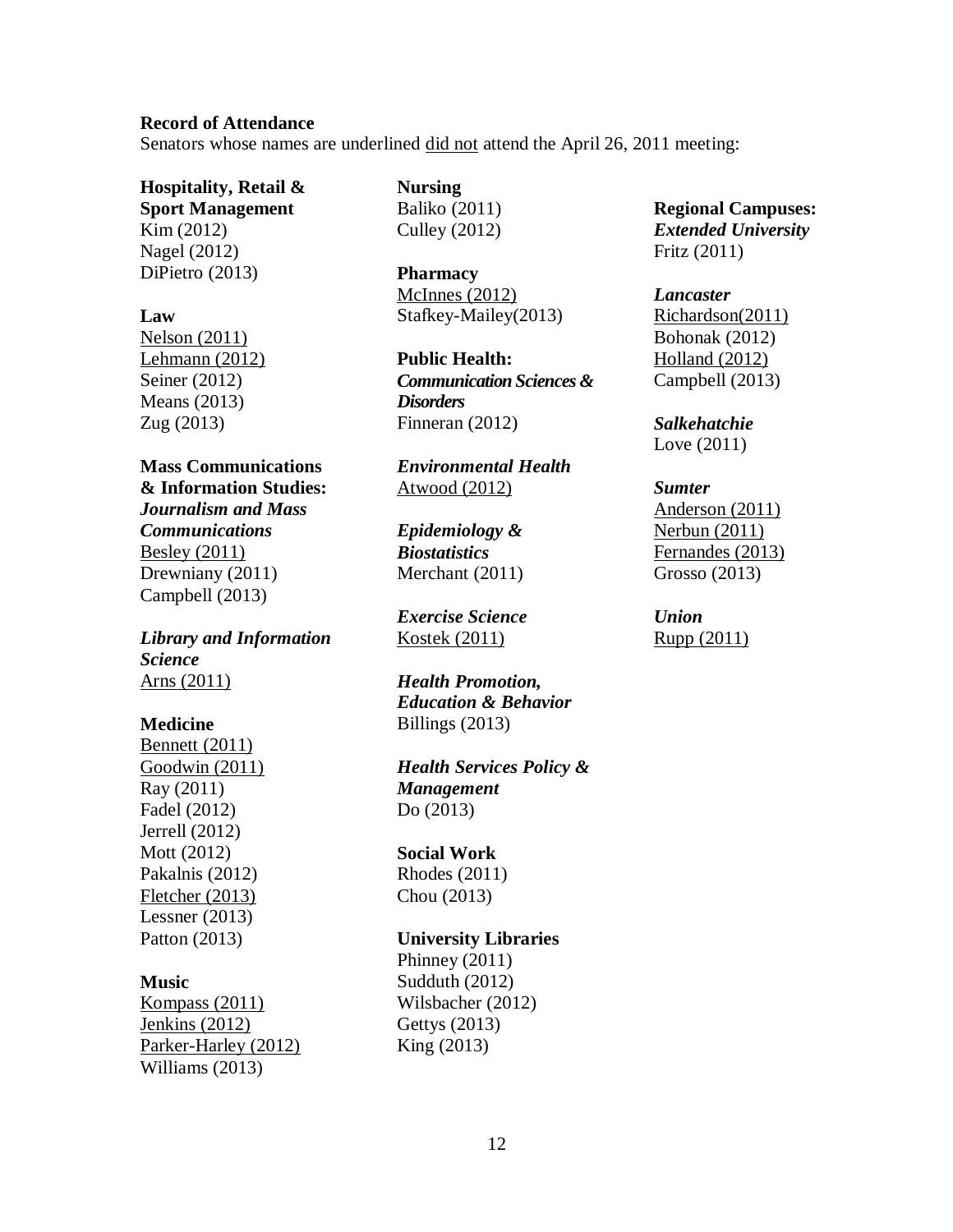**Record of Attendance**

Senators whose names are underlined <u>did not</u> attend the April 26, 2011 meeting:

**Hospitality, Retail & Sport Management**
Kim (2012)
Nagel (2012)
DiPietro (2013)

**Law**
<u>Nelson (2011)</u>
<u>Lehmann (2012)</u>
Seiner (2012)
Means (2013)
Zug (2013)

**Mass Communications & Information Studies:**
***Journalism and Mass Communications***
<u>Besley (2011)</u>
Drewniany (2011)
Campbell (2013)

***Library and Information Science***
<u>Arns (2011)</u>

**Medicine**
<u>Bennett (2011)</u>
<u>Goodwin (2011)</u>
Ray (2011)
Fadel (2012)
Jerrell (2012)
Mott (2012)
Pakalnis (2012)
<u>Fletcher (2013)</u>
Lessner (2013)
Patton (2013)

**Music**
<u>Kompass (2011)</u>
<u>Jenkins (2012)</u>
<u>Parker-Harley (2012)</u>
Williams (2013)

**Nursing**
Baliko (2011)
Culley (2012)

**Pharmacy**
<u>McInnes (2012)</u>
Stafkey-Mailey(2013)

**Public Health:**
***Communication Sciences & Disorders***
Finneran (2012)

***Environmental Health***
<u>Atwood (2012)</u>

***Epidemiology & Biostatistics***
Merchant (2011)

***Exercise Science***
<u>Kostek (2011)</u>

***Health Promotion, Education & Behavior***
Billings (2013)

***Health Services Policy & Management***
Do (2013)

**Social Work**
Rhodes (2011)
Chou (2013)

**University Libraries**
Phinney (2011)
Sudduth (2012)
Wilsbacher (2012)
Gettys (2013)
King (2013)

**Regional Campuses:**
***Extended University***
Fritz (2011)

***Lancaster***
<u>Richardson(2011)</u>
Bohonak (2012)
<u>Holland (2012)</u>
Campbell (2013)

***Salkehatchie***
Love (2011)

***Sumter***
<u>Anderson (2011)</u>
<u>Nerbun (2011)</u>
<u>Fernandes (2013)</u>
Grosso (2013)

***Union***
<u>Rupp (2011)</u>